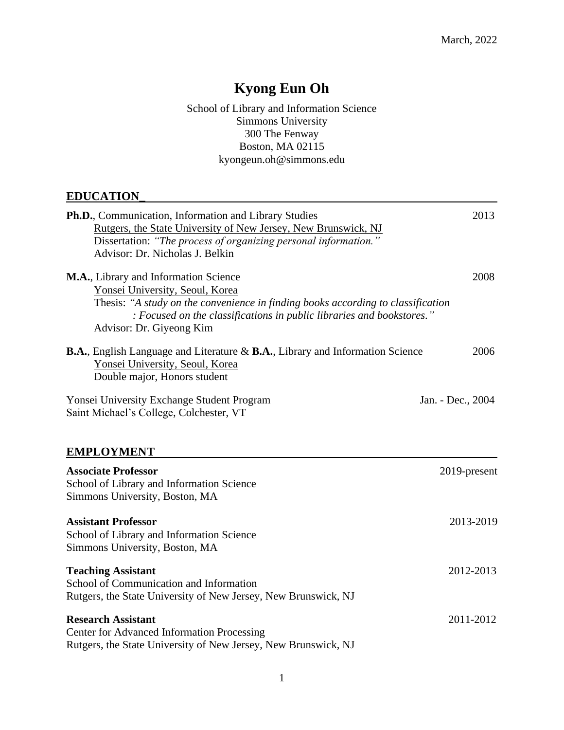March, 2022

# Kyong Eun Oh

School of Library and Information Science
Simmons University
300 The Fenway
Boston, MA 02115
kyongeun.oh@simmons.edu

## EDUCATION

**Ph.D.**, Communication, Information and Library Studies — 2013
Rutgers, the State University of New Jersey, New Brunswick, NJ
Dissertation: *"The process of organizing personal information."*
Advisor: Dr. Nicholas J. Belkin

**M.A.**, Library and Information Science — 2008
Yonsei University, Seoul, Korea
Thesis: *"A study on the convenience in finding books according to classification : Focused on the classifications in public libraries and bookstores."*
Advisor: Dr. Giyeong Kim

**B.A.**, English Language and Literature & **B.A.**, Library and Information Science — 2006
Yonsei University, Seoul, Korea
Double major, Honors student

Yonsei University Exchange Student Program — Jan. - Dec., 2004
Saint Michael's College, Colchester, VT

## EMPLOYMENT

**Associate Professor** — 2019-present
School of Library and Information Science
Simmons University, Boston, MA

**Assistant Professor** — 2013-2019
School of Library and Information Science
Simmons University, Boston, MA

**Teaching Assistant** — 2012-2013
School of Communication and Information
Rutgers, the State University of New Jersey, New Brunswick, NJ

**Research Assistant** — 2011-2012
Center for Advanced Information Processing
Rutgers, the State University of New Jersey, New Brunswick, NJ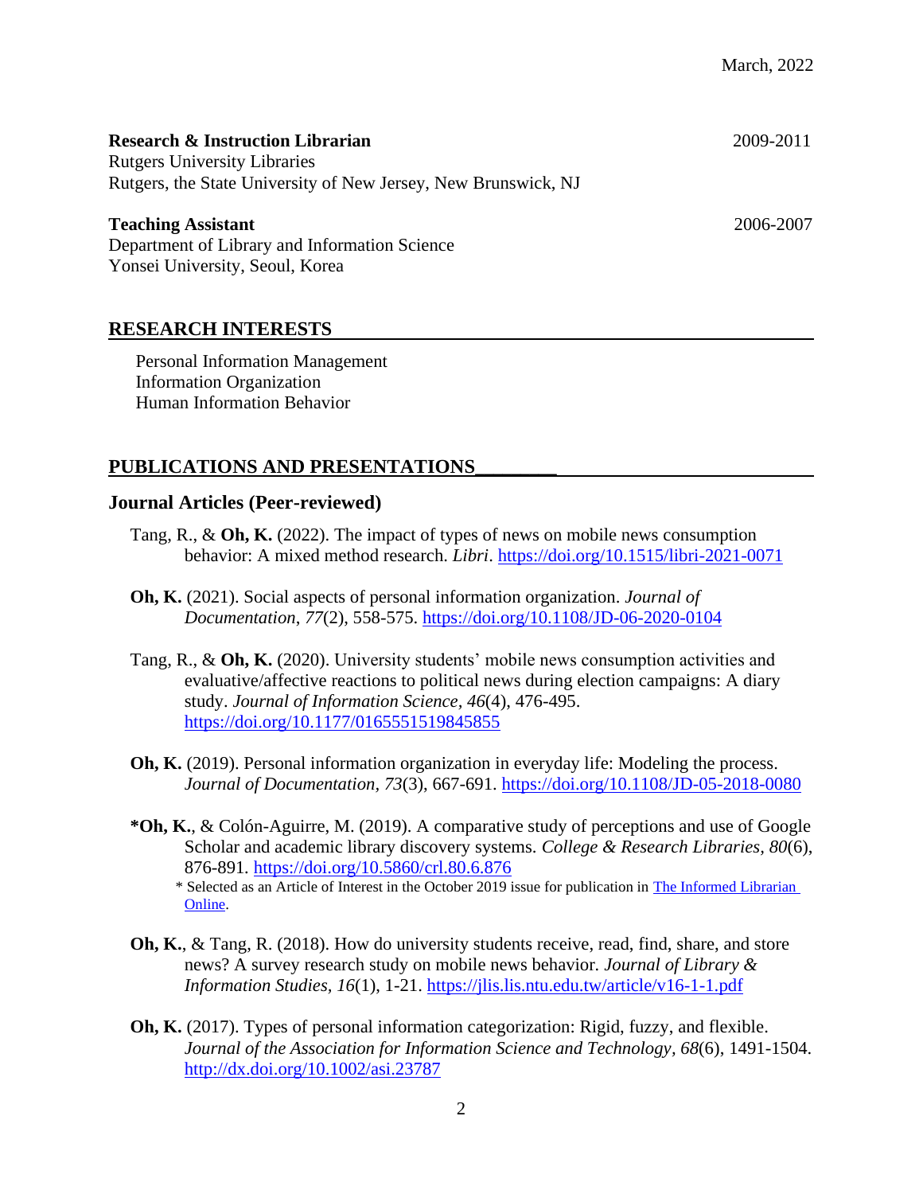**Research & Instruction Librarian** 2009-2011
Rutgers University Libraries
Rutgers, the State University of New Jersey, New Brunswick, NJ

**Teaching Assistant** 2006-2007
Department of Library and Information Science
Yonsei University, Seoul, Korea

## RESEARCH INTERESTS

Personal Information Management
Information Organization
Human Information Behavior

## PUBLICATIONS AND PRESENTATIONS

### Journal Articles (Peer-reviewed)

Tang, R., & **Oh, K.** (2022). The impact of types of news on mobile news consumption behavior: A mixed method research. *Libri*. https://doi.org/10.1515/libri-2021-0071

**Oh, K.** (2021). Social aspects of personal information organization. *Journal of Documentation*, *77*(2), 558-575. https://doi.org/10.1108/JD-06-2020-0104

Tang, R., & **Oh, K.** (2020). University students' mobile news consumption activities and evaluative/affective reactions to political news during election campaigns: A diary study. *Journal of Information Science*, *46*(4), 476-495. https://doi.org/10.1177/0165551519845855

**Oh, K.** (2019). Personal information organization in everyday life: Modeling the process. *Journal of Documentation*, *73*(3), 667-691. https://doi.org/10.1108/JD-05-2018-0080

**\*Oh, K.**, & Colón-Aguirre, M. (2019). A comparative study of perceptions and use of Google Scholar and academic library discovery systems. *College & Research Libraries*, *80*(6), 876-891. https://doi.org/10.5860/crl.80.6.876
\* Selected as an Article of Interest in the October 2019 issue for publication in The Informed Librarian Online.

**Oh, K.**, & Tang, R. (2018). How do university students receive, read, find, share, and store news? A survey research study on mobile news behavior. *Journal of Library & Information Studies*, *16*(1), 1-21. https://jlis.lis.ntu.edu.tw/article/v16-1-1.pdf

**Oh, K.** (2017). Types of personal information categorization: Rigid, fuzzy, and flexible. *Journal of the Association for Information Science and Technology*, *68*(6), 1491-1504. http://dx.doi.org/10.1002/asi.23787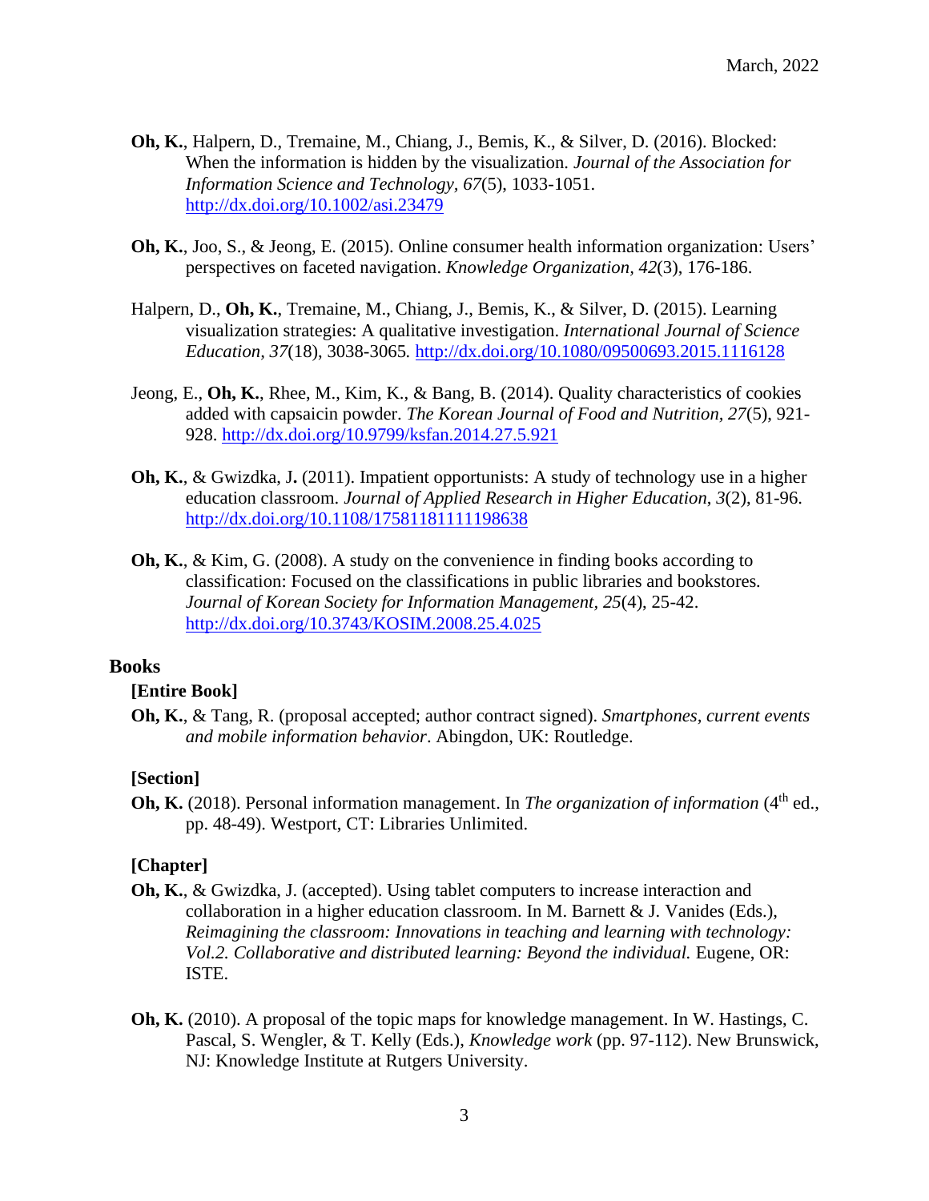**Oh, K.**, Halpern, D., Tremaine, M., Chiang, J., Bemis, K., & Silver, D. (2016). Blocked: When the information is hidden by the visualization. *Journal of the Association for Information Science and Technology, 67*(5), 1033-1051. http://dx.doi.org/10.1002/asi.23479

**Oh, K.**, Joo, S., & Jeong, E. (2015). Online consumer health information organization: Users' perspectives on faceted navigation. *Knowledge Organization, 42*(3), 176-186.

Halpern, D., **Oh, K.**, Tremaine, M., Chiang, J., Bemis, K., & Silver, D. (2015). Learning visualization strategies: A qualitative investigation. *International Journal of Science Education*, *37*(18), 3038-3065. http://dx.doi.org/10.1080/09500693.2015.1116128

Jeong, E., **Oh, K.**, Rhee, M., Kim, K., & Bang, B. (2014). Quality characteristics of cookies added with capsaicin powder. *The Korean Journal of Food and Nutrition, 27*(5), 921-928. http://dx.doi.org/10.9799/ksfan.2014.27.5.921

**Oh, K.**, & Gwizdka, J. (2011). Impatient opportunists: A study of technology use in a higher education classroom. *Journal of Applied Research in Higher Education*, *3*(2), 81-96. http://dx.doi.org/10.1108/17581181111198638

**Oh, K.**, & Kim, G. (2008). A study on the convenience in finding books according to classification: Focused on the classifications in public libraries and bookstores. *Journal of Korean Society for Information Management*, *25*(4), 25-42. http://dx.doi.org/10.3743/KOSIM.2008.25.4.025

## Books

**[Entire Book]**

**Oh, K.**, & Tang, R. (proposal accepted; author contract signed). *Smartphones, current events and mobile information behavior*. Abingdon, UK: Routledge.

**[Section]**

**Oh, K.** (2018). Personal information management. In *The organization of information* (4th ed., pp. 48-49). Westport, CT: Libraries Unlimited.

**[Chapter]**

**Oh, K.**, & Gwizdka, J. (accepted). Using tablet computers to increase interaction and collaboration in a higher education classroom. In M. Barnett & J. Vanides (Eds.), *Reimagining the classroom: Innovations in teaching and learning with technology: Vol.2. Collaborative and distributed learning: Beyond the individual.* Eugene, OR: ISTE.

**Oh, K.** (2010). A proposal of the topic maps for knowledge management. In W. Hastings, C. Pascal, S. Wengler, & T. Kelly (Eds.), *Knowledge work* (pp. 97-112). New Brunswick, NJ: Knowledge Institute at Rutgers University.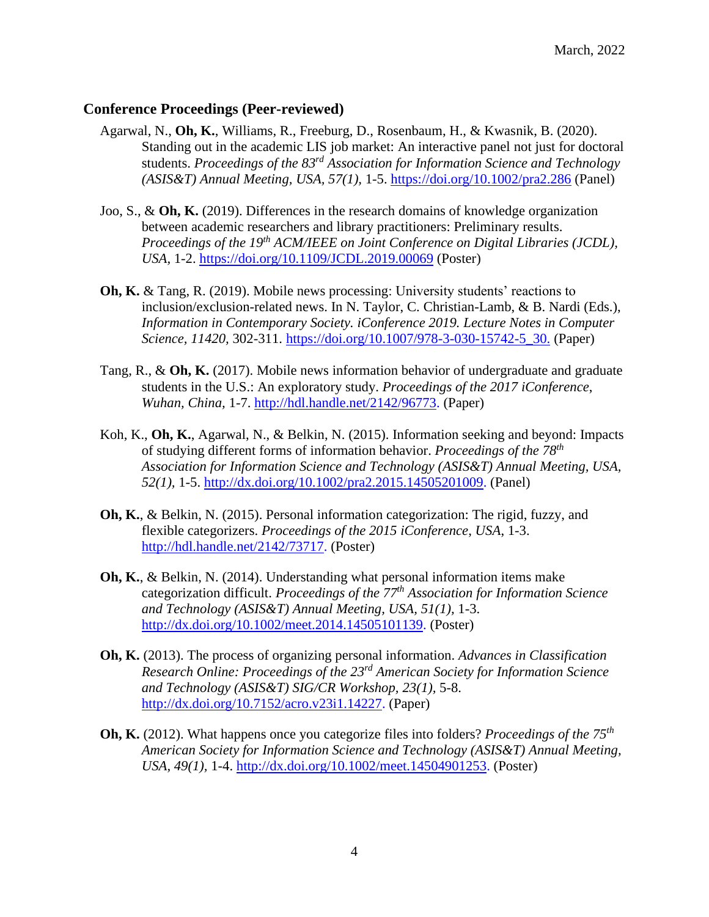## Conference Proceedings (Peer-reviewed)

Agarwal, N., **Oh, K.**, Williams, R., Freeburg, D., Rosenbaum, H., & Kwasnik, B. (2020). Standing out in the academic LIS job market: An interactive panel not just for doctoral students. *Proceedings of the 83rd Association for Information Science and Technology (ASIS&T) Annual Meeting, USA, 57(1),* 1-5. https://doi.org/10.1002/pra2.286 (Panel)

Joo, S., & **Oh, K.** (2019). Differences in the research domains of knowledge organization between academic researchers and library practitioners: Preliminary results. *Proceedings of the 19th ACM/IEEE on Joint Conference on Digital Libraries (JCDL), USA*, 1-2. https://doi.org/10.1109/JCDL.2019.00069 (Poster)

**Oh, K.** & Tang, R. (2019). Mobile news processing: University students' reactions to inclusion/exclusion-related news. In N. Taylor, C. Christian-Lamb, & B. Nardi (Eds.), *Information in Contemporary Society. iConference 2019. Lecture Notes in Computer Science, 11420,* 302-311. https://doi.org/10.1007/978-3-030-15742-5_30. (Paper)

Tang, R., & **Oh, K.** (2017). Mobile news information behavior of undergraduate and graduate students in the U.S.: An exploratory study. *Proceedings of the 2017 iConference, Wuhan, China,* 1-7. http://hdl.handle.net/2142/96773. (Paper)

Koh, K., **Oh, K.**, Agarwal, N., & Belkin, N. (2015). Information seeking and beyond: Impacts of studying different forms of information behavior. *Proceedings of the 78th Association for Information Science and Technology (ASIS&T) Annual Meeting, USA, 52(1),* 1-5. http://dx.doi.org/10.1002/pra2.2015.14505201009. (Panel)

**Oh, K.**, & Belkin, N. (2015). Personal information categorization: The rigid, fuzzy, and flexible categorizers. *Proceedings of the 2015 iConference, USA*, 1-3. http://hdl.handle.net/2142/73717. (Poster)

**Oh, K.**, & Belkin, N. (2014). Understanding what personal information items make categorization difficult. *Proceedings of the 77th Association for Information Science and Technology (ASIS&T) Annual Meeting, USA, 51(1),* 1-3. http://dx.doi.org/10.1002/meet.2014.14505101139. (Poster)

**Oh, K.** (2013). The process of organizing personal information. *Advances in Classification Research Online: Proceedings of the 23rd American Society for Information Science and Technology (ASIS&T) SIG/CR Workshop, 23(1),* 5-8. http://dx.doi.org/10.7152/acro.v23i1.14227. (Paper)

**Oh, K.** (2012). What happens once you categorize files into folders? *Proceedings of the 75th American Society for Information Science and Technology (ASIS&T) Annual Meeting, USA, 49(1),* 1-4. http://dx.doi.org/10.1002/meet.14504901253. (Poster)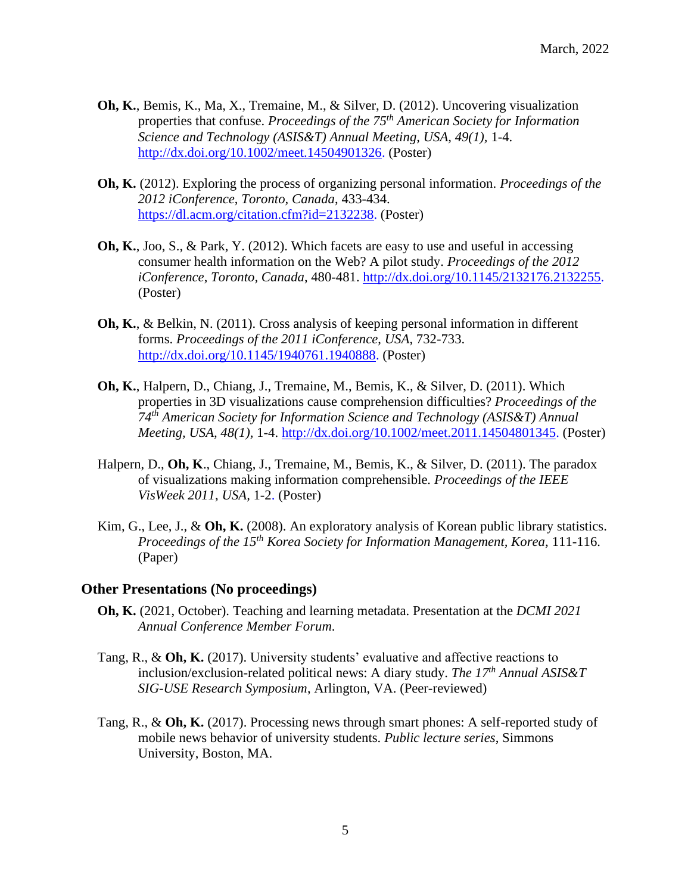**Oh, K.**, Bemis, K., Ma, X., Tremaine, M., & Silver, D. (2012). Uncovering visualization properties that confuse. *Proceedings of the 75th American Society for Information Science and Technology (ASIS&T) Annual Meeting, USA, 49(1),* 1-4. http://dx.doi.org/10.1002/meet.14504901326. (Poster)

**Oh, K.** (2012). Exploring the process of organizing personal information. *Proceedings of the 2012 iConference*, *Toronto, Canada*, 433-434. https://dl.acm.org/citation.cfm?id=2132238. (Poster)

**Oh, K.**, Joo, S., & Park, Y. (2012). Which facets are easy to use and useful in accessing consumer health information on the Web? A pilot study. *Proceedings of the 2012 iConference*, *Toronto, Canada*, 480-481. http://dx.doi.org/10.1145/2132176.2132255. (Poster)

**Oh, K.**, & Belkin, N. (2011). Cross analysis of keeping personal information in different forms. *Proceedings of the 2011 iConference*, *USA*, 732-733. http://dx.doi.org/10.1145/1940761.1940888. (Poster)

**Oh, K.**, Halpern, D., Chiang, J., Tremaine, M., Bemis, K., & Silver, D. (2011). Which properties in 3D visualizations cause comprehension difficulties? *Proceedings of the 74th American Society for Information Science and Technology (ASIS&T) Annual Meeting, USA, 48(1),* 1-4. http://dx.doi.org/10.1002/meet.2011.14504801345. (Poster)

Halpern, D., **Oh, K**., Chiang, J., Tremaine, M., Bemis, K., & Silver, D. (2011). The paradox of visualizations making information comprehensible. *Proceedings of the IEEE VisWeek 2011*, *USA*, 1-2. (Poster)

Kim, G., Lee, J., & **Oh, K.** (2008). An exploratory analysis of Korean public library statistics. *Proceedings of the 15th Korea Society for Information Management, Korea,* 111-116. (Paper)

## Other Presentations (No proceedings)

**Oh, K.** (2021, October). Teaching and learning metadata. Presentation at the *DCMI 2021 Annual Conference Member Forum*.

Tang, R., & **Oh, K.** (2017). University students' evaluative and affective reactions to inclusion/exclusion-related political news: A diary study. *The 17th Annual ASIS&T SIG-USE Research Symposium*, Arlington, VA. (Peer-reviewed)

Tang, R., & **Oh, K.** (2017). Processing news through smart phones: A self-reported study of mobile news behavior of university students. *Public lecture series*, Simmons University, Boston, MA.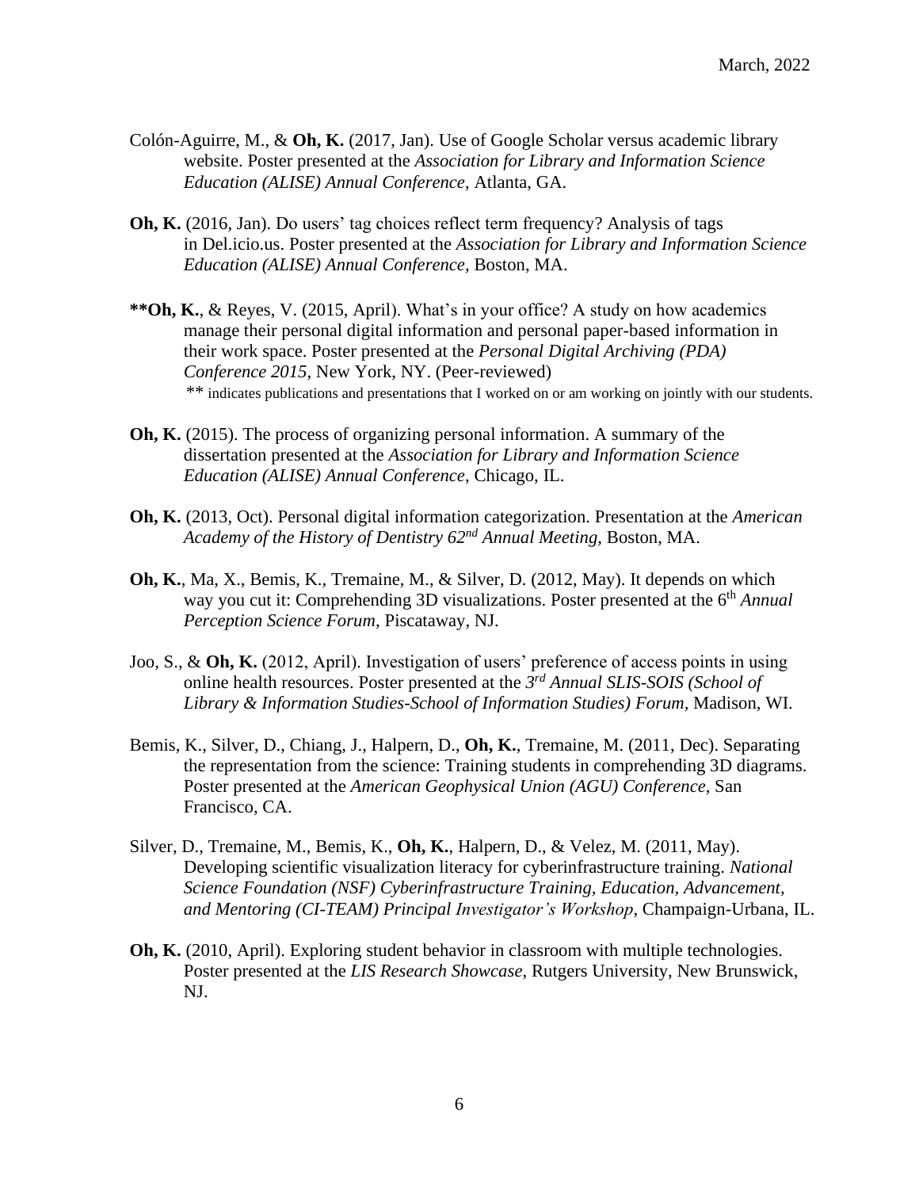Colón-Aguirre, M., & **Oh, K.** (2017, Jan). Use of Google Scholar versus academic library website. Poster presented at the *Association for Library and Information Science Education (ALISE) Annual Conference*, Atlanta, GA.

**Oh, K.** (2016, Jan). Do users' tag choices reflect term frequency? Analysis of tags in Del.icio.us. Poster presented at the *Association for Library and Information Science Education (ALISE) Annual Conference*, Boston, MA.

**\*\*Oh, K.**, & Reyes, V. (2015, April). What's in your office? A study on how academics manage their personal digital information and personal paper-based information in their work space. Poster presented at the *Personal Digital Archiving (PDA) Conference 2015*, New York, NY. (Peer-reviewed)

** indicates publications and presentations that I worked on or am working on jointly with our students.

**Oh, K.** (2015). The process of organizing personal information. A summary of the dissertation presented at the *Association for Library and Information Science Education (ALISE) Annual Conference*, Chicago, IL.

**Oh, K.** (2013, Oct). Personal digital information categorization. Presentation at the *American Academy of the History of Dentistry 62nd Annual Meeting*, Boston, MA.

**Oh, K.**, Ma, X., Bemis, K., Tremaine, M., & Silver, D. (2012, May). It depends on which way you cut it: Comprehending 3D visualizations. Poster presented at the 6th *Annual Perception Science Forum*, Piscataway, NJ.

Joo, S., & **Oh, K.** (2012, April). Investigation of users' preference of access points in using online health resources. Poster presented at the *3rd Annual SLIS-SOIS (School of Library & Information Studies-School of Information Studies) Forum*, Madison, WI.

Bemis, K., Silver, D., Chiang, J., Halpern, D., **Oh, K.**, Tremaine, M. (2011, Dec). Separating the representation from the science: Training students in comprehending 3D diagrams. Poster presented at the *American Geophysical Union (AGU) Conference*, San Francisco, CA.

Silver, D., Tremaine, M., Bemis, K., **Oh, K.**, Halpern, D., & Velez, M. (2011, May). Developing scientific visualization literacy for cyberinfrastructure training. *National Science Foundation (NSF) Cyberinfrastructure Training, Education, Advancement, and Mentoring (CI-TEAM) Principal Investigator's Workshop*, Champaign-Urbana, IL.

**Oh, K.** (2010, April). Exploring student behavior in classroom with multiple technologies. Poster presented at the *LIS Research Showcase*, Rutgers University, New Brunswick, NJ.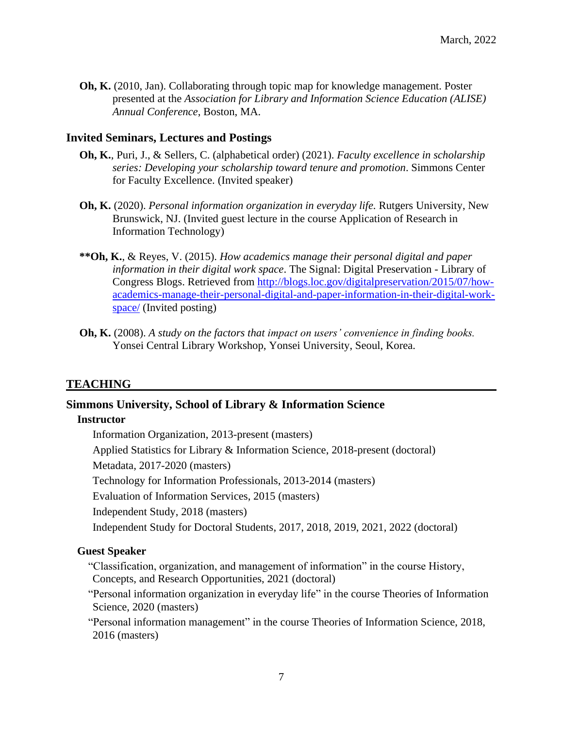**Oh, K.** (2010, Jan). Collaborating through topic map for knowledge management. Poster presented at the *Association for Library and Information Science Education (ALISE) Annual Conference*, Boston, MA.

### Invited Seminars, Lectures and Postings

**Oh, K.**, Puri, J., & Sellers, C. (alphabetical order) (2021). *Faculty excellence in scholarship series: Developing your scholarship toward tenure and promotion*. Simmons Center for Faculty Excellence. (Invited speaker)

**Oh, K.** (2020). *Personal information organization in everyday life.* Rutgers University, New Brunswick, NJ. (Invited guest lecture in the course Application of Research in Information Technology)

**\*\*Oh, K.**, & Reyes, V. (2015). *How academics manage their personal digital and paper information in their digital work space*. The Signal: Digital Preservation - Library of Congress Blogs. Retrieved from [http://blogs.loc.gov/digitalpreservation/2015/07/how-academics-manage-their-personal-digital-and-paper-information-in-their-digital-work-space/](http://blogs.loc.gov/digitalpreservation/2015/07/how-academics-manage-their-personal-digital-and-paper-information-in-their-digital-work-space/) (Invited posting)

**Oh, K.** (2008). *A study on the factors that impact on users' convenience in finding books.* Yonsei Central Library Workshop, Yonsei University, Seoul, Korea.

## TEACHING

### Simmons University, School of Library & Information Science

**Instructor**

Information Organization, 2013-present (masters)
Applied Statistics for Library & Information Science, 2018-present (doctoral)
Metadata, 2017-2020 (masters)
Technology for Information Professionals, 2013-2014 (masters)
Evaluation of Information Services, 2015 (masters)
Independent Study, 2018 (masters)
Independent Study for Doctoral Students, 2017, 2018, 2019, 2021, 2022 (doctoral)

**Guest Speaker**

"Classification, organization, and management of information" in the course History, Concepts, and Research Opportunities, 2021 (doctoral)
"Personal information organization in everyday life" in the course Theories of Information Science, 2020 (masters)
"Personal information management" in the course Theories of Information Science, 2018, 2016 (masters)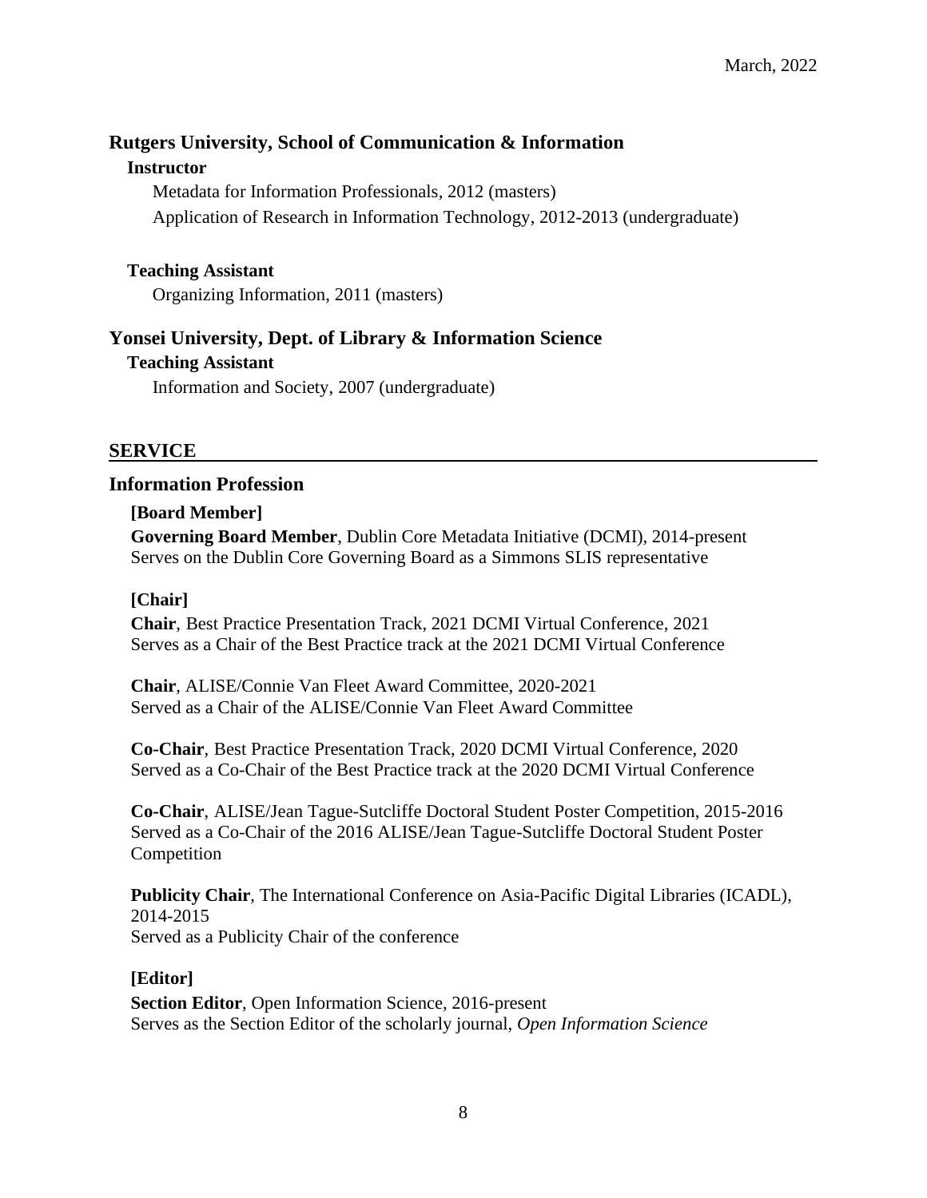### Rutgers University, School of Communication & Information

**Instructor**

Metadata for Information Professionals, 2012 (masters)

Application of Research in Information Technology, 2012-2013 (undergraduate)

**Teaching Assistant**

Organizing Information, 2011 (masters)

### Yonsei University, Dept. of Library & Information Science

**Teaching Assistant**

Information and Society, 2007 (undergraduate)

## SERVICE

### Information Profession

**[Board Member]**

**Governing Board Member**, Dublin Core Metadata Initiative (DCMI), 2014-present
Serves on the Dublin Core Governing Board as a Simmons SLIS representative

**[Chair]**

**Chair**, Best Practice Presentation Track, 2021 DCMI Virtual Conference, 2021
Serves as a Chair of the Best Practice track at the 2021 DCMI Virtual Conference

**Chair**, ALISE/Connie Van Fleet Award Committee, 2020-2021
Served as a Chair of the ALISE/Connie Van Fleet Award Committee

**Co-Chair**, Best Practice Presentation Track, 2020 DCMI Virtual Conference, 2020
Served as a Co-Chair of the Best Practice track at the 2020 DCMI Virtual Conference

**Co-Chair**, ALISE/Jean Tague-Sutcliffe Doctoral Student Poster Competition, 2015-2016
Served as a Co-Chair of the 2016 ALISE/Jean Tague-Sutcliffe Doctoral Student Poster Competition

**Publicity Chair**, The International Conference on Asia-Pacific Digital Libraries (ICADL), 2014-2015
Served as a Publicity Chair of the conference

**[Editor]**

**Section Editor**, Open Information Science, 2016-present
Serves as the Section Editor of the scholarly journal, *Open Information Science*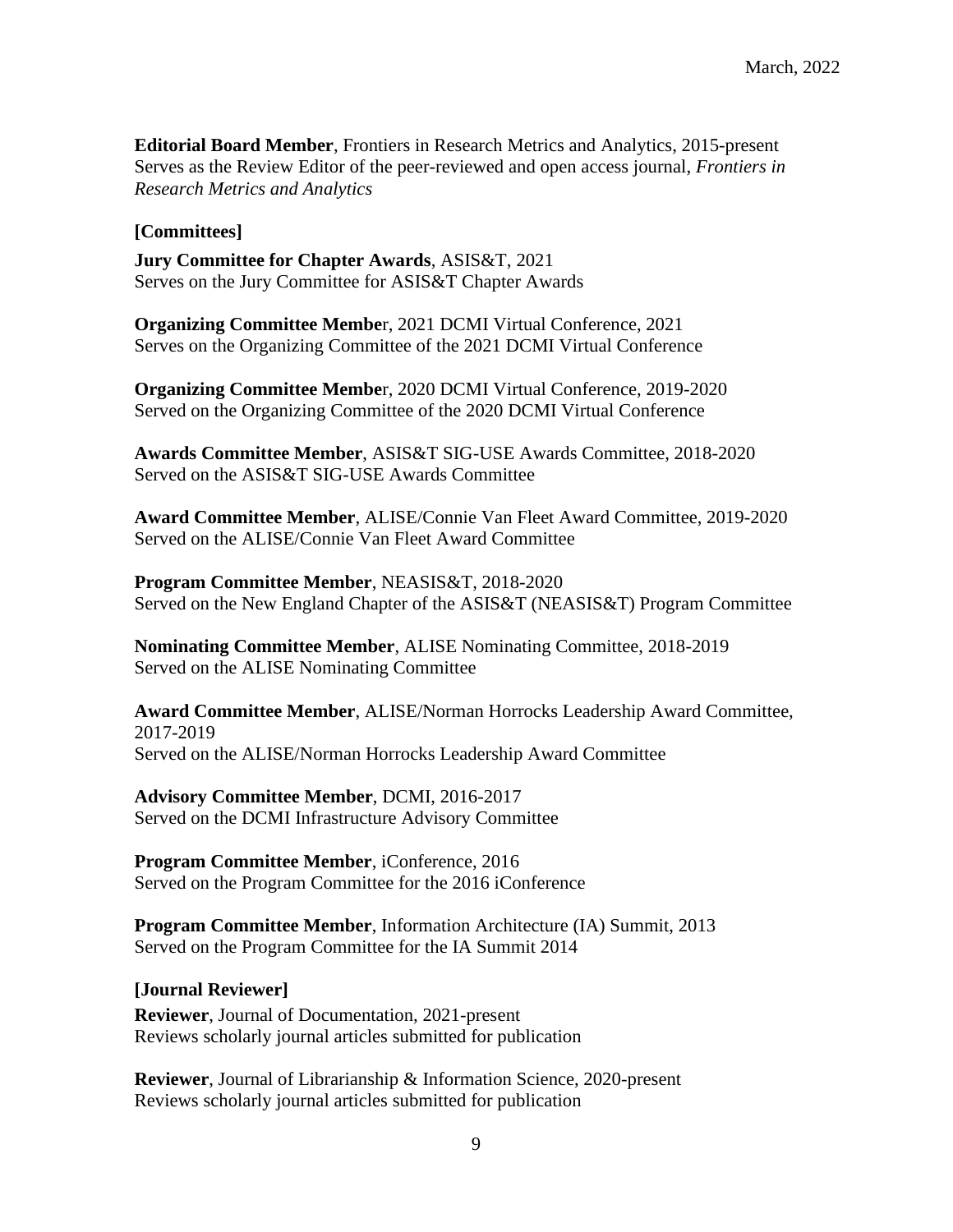**Editorial Board Member**, Frontiers in Research Metrics and Analytics, 2015-present
Serves as the Review Editor of the peer-reviewed and open access journal, *Frontiers in Research Metrics and Analytics*

**[Committees]**

**Jury Committee for Chapter Awards**, ASIS&T, 2021
Serves on the Jury Committee for ASIS&T Chapter Awards

**Organizing Committee Membe**r, 2021 DCMI Virtual Conference, 2021
Serves on the Organizing Committee of the 2021 DCMI Virtual Conference

**Organizing Committee Membe**r, 2020 DCMI Virtual Conference, 2019-2020
Served on the Organizing Committee of the 2020 DCMI Virtual Conference

**Awards Committee Member**, ASIS&T SIG-USE Awards Committee, 2018-2020
Served on the ASIS&T SIG-USE Awards Committee

**Award Committee Member**, ALISE/Connie Van Fleet Award Committee, 2019-2020
Served on the ALISE/Connie Van Fleet Award Committee

**Program Committee Member**, NEASIS&T, 2018-2020
Served on the New England Chapter of the ASIS&T (NEASIS&T) Program Committee

**Nominating Committee Member**, ALISE Nominating Committee, 2018-2019
Served on the ALISE Nominating Committee

**Award Committee Member**, ALISE/Norman Horrocks Leadership Award Committee, 2017-2019
Served on the ALISE/Norman Horrocks Leadership Award Committee

**Advisory Committee Member**, DCMI, 2016-2017
Served on the DCMI Infrastructure Advisory Committee

**Program Committee Member**, iConference, 2016
Served on the Program Committee for the 2016 iConference

**Program Committee Member**, Information Architecture (IA) Summit, 2013
Served on the Program Committee for the IA Summit 2014

**[Journal Reviewer]**

**Reviewer**, Journal of Documentation, 2021-present
Reviews scholarly journal articles submitted for publication

**Reviewer**, Journal of Librarianship & Information Science, 2020-present
Reviews scholarly journal articles submitted for publication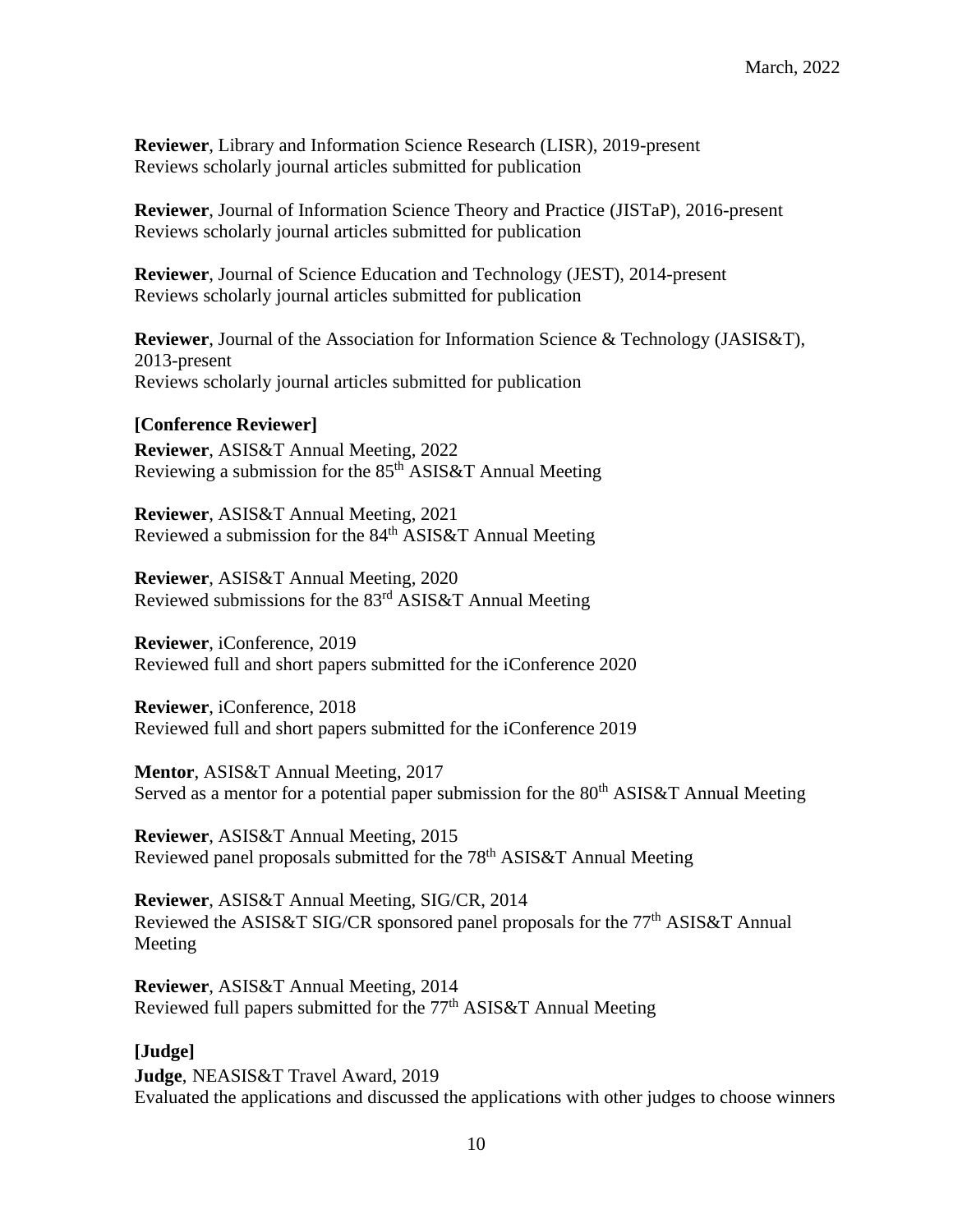**Reviewer**, Library and Information Science Research (LISR), 2019-present
Reviews scholarly journal articles submitted for publication

**Reviewer**, Journal of Information Science Theory and Practice (JISTaP), 2016-present
Reviews scholarly journal articles submitted for publication

**Reviewer**, Journal of Science Education and Technology (JEST), 2014-present
Reviews scholarly journal articles submitted for publication

**Reviewer**, Journal of the Association for Information Science & Technology (JASIS&T), 2013-present
Reviews scholarly journal articles submitted for publication

**[Conference Reviewer]**

**Reviewer**, ASIS&T Annual Meeting, 2022
Reviewing a submission for the 85th ASIS&T Annual Meeting

**Reviewer**, ASIS&T Annual Meeting, 2021
Reviewed a submission for the 84th ASIS&T Annual Meeting

**Reviewer**, ASIS&T Annual Meeting, 2020
Reviewed submissions for the 83rd ASIS&T Annual Meeting

**Reviewer**, iConference, 2019
Reviewed full and short papers submitted for the iConference 2020

**Reviewer**, iConference, 2018
Reviewed full and short papers submitted for the iConference 2019

**Mentor**, ASIS&T Annual Meeting, 2017
Served as a mentor for a potential paper submission for the 80th ASIS&T Annual Meeting

**Reviewer**, ASIS&T Annual Meeting, 2015
Reviewed panel proposals submitted for the 78th ASIS&T Annual Meeting

**Reviewer**, ASIS&T Annual Meeting, SIG/CR, 2014
Reviewed the ASIS&T SIG/CR sponsored panel proposals for the 77th ASIS&T Annual Meeting

**Reviewer**, ASIS&T Annual Meeting, 2014
Reviewed full papers submitted for the 77th ASIS&T Annual Meeting

**[Judge]**

**Judge**, NEASIS&T Travel Award, 2019
Evaluated the applications and discussed the applications with other judges to choose winners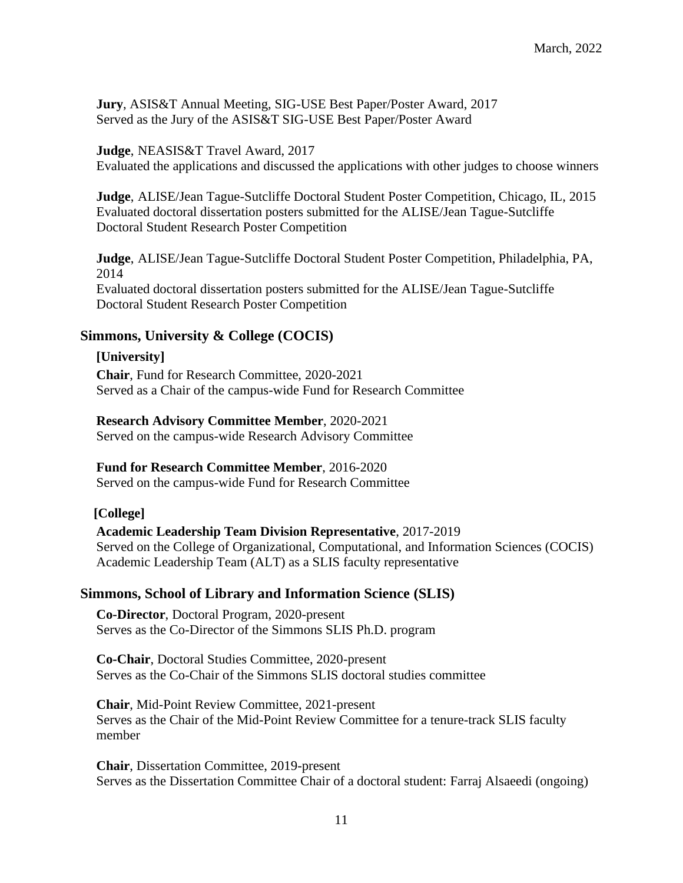**Jury**, ASIS&T Annual Meeting, SIG-USE Best Paper/Poster Award, 2017
Served as the Jury of the ASIS&T SIG-USE Best Paper/Poster Award

**Judge**, NEASIS&T Travel Award, 2017
Evaluated the applications and discussed the applications with other judges to choose winners

**Judge**, ALISE/Jean Tague-Sutcliffe Doctoral Student Poster Competition, Chicago, IL, 2015
Evaluated doctoral dissertation posters submitted for the ALISE/Jean Tague-Sutcliffe Doctoral Student Research Poster Competition

**Judge**, ALISE/Jean Tague-Sutcliffe Doctoral Student Poster Competition, Philadelphia, PA, 2014
Evaluated doctoral dissertation posters submitted for the ALISE/Jean Tague-Sutcliffe Doctoral Student Research Poster Competition

### Simmons, University & College (COCIS)

**[University]**

**Chair**, Fund for Research Committee, 2020-2021
Served as a Chair of the campus-wide Fund for Research Committee

**Research Advisory Committee Member**, 2020-2021
Served on the campus-wide Research Advisory Committee

**Fund for Research Committee Member**, 2016-2020
Served on the campus-wide Fund for Research Committee

**[College]**

**Academic Leadership Team Division Representative**, 2017-2019
Served on the College of Organizational, Computational, and Information Sciences (COCIS) Academic Leadership Team (ALT) as a SLIS faculty representative

### Simmons, School of Library and Information Science (SLIS)

**Co-Director**, Doctoral Program, 2020-present
Serves as the Co-Director of the Simmons SLIS Ph.D. program

**Co-Chair**, Doctoral Studies Committee, 2020-present
Serves as the Co-Chair of the Simmons SLIS doctoral studies committee

**Chair**, Mid-Point Review Committee, 2021-present
Serves as the Chair of the Mid-Point Review Committee for a tenure-track SLIS faculty member

**Chair**, Dissertation Committee, 2019-present
Serves as the Dissertation Committee Chair of a doctoral student: Farraj Alsaeedi (ongoing)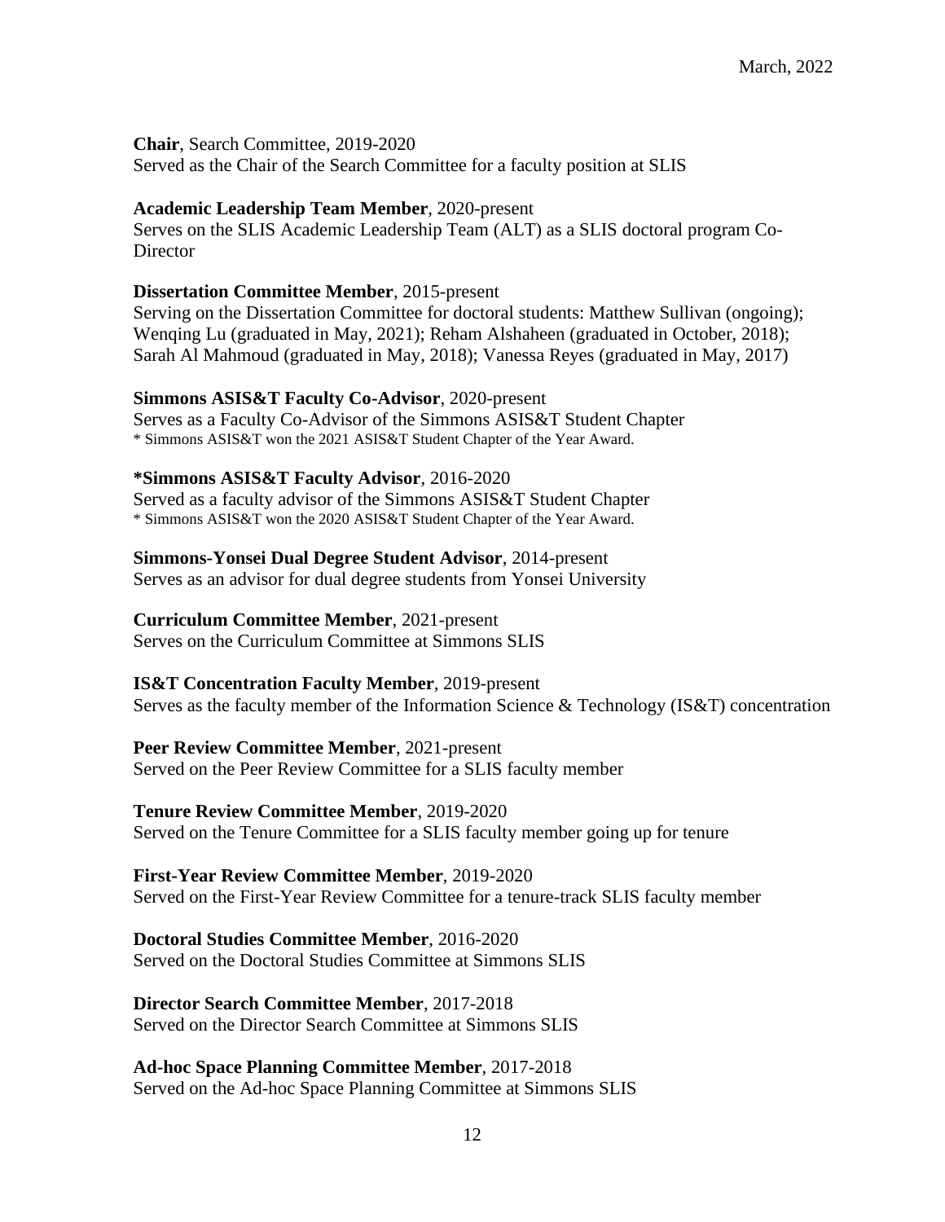**Chair**, Search Committee, 2019-2020
Served as the Chair of the Search Committee for a faculty position at SLIS

**Academic Leadership Team Member**, 2020-present
Serves on the SLIS Academic Leadership Team (ALT) as a SLIS doctoral program Co-Director

**Dissertation Committee Member**, 2015-present
Serving on the Dissertation Committee for doctoral students: Matthew Sullivan (ongoing); Wenqing Lu (graduated in May, 2021); Reham Alshaheen (graduated in October, 2018); Sarah Al Mahmoud (graduated in May, 2018); Vanessa Reyes (graduated in May, 2017)

**Simmons ASIS&T Faculty Co-Advisor**, 2020-present
Serves as a Faculty Co-Advisor of the Simmons ASIS&T Student Chapter
* Simmons ASIS&T won the 2021 ASIS&T Student Chapter of the Year Award.

**\*Simmons ASIS&T Faculty Advisor**, 2016-2020
Served as a faculty advisor of the Simmons ASIS&T Student Chapter
* Simmons ASIS&T won the 2020 ASIS&T Student Chapter of the Year Award.

**Simmons-Yonsei Dual Degree Student Advisor**, 2014-present
Serves as an advisor for dual degree students from Yonsei University

**Curriculum Committee Member**, 2021-present
Serves on the Curriculum Committee at Simmons SLIS

**IS&T Concentration Faculty Member**, 2019-present
Serves as the faculty member of the Information Science & Technology (IS&T) concentration

**Peer Review Committee Member**, 2021-present
Served on the Peer Review Committee for a SLIS faculty member

**Tenure Review Committee Member**, 2019-2020
Served on the Tenure Committee for a SLIS faculty member going up for tenure

**First-Year Review Committee Member**, 2019-2020
Served on the First-Year Review Committee for a tenure-track SLIS faculty member

**Doctoral Studies Committee Member**, 2016-2020
Served on the Doctoral Studies Committee at Simmons SLIS

**Director Search Committee Member**, 2017-2018
Served on the Director Search Committee at Simmons SLIS

**Ad-hoc Space Planning Committee Member**, 2017-2018
Served on the Ad-hoc Space Planning Committee at Simmons SLIS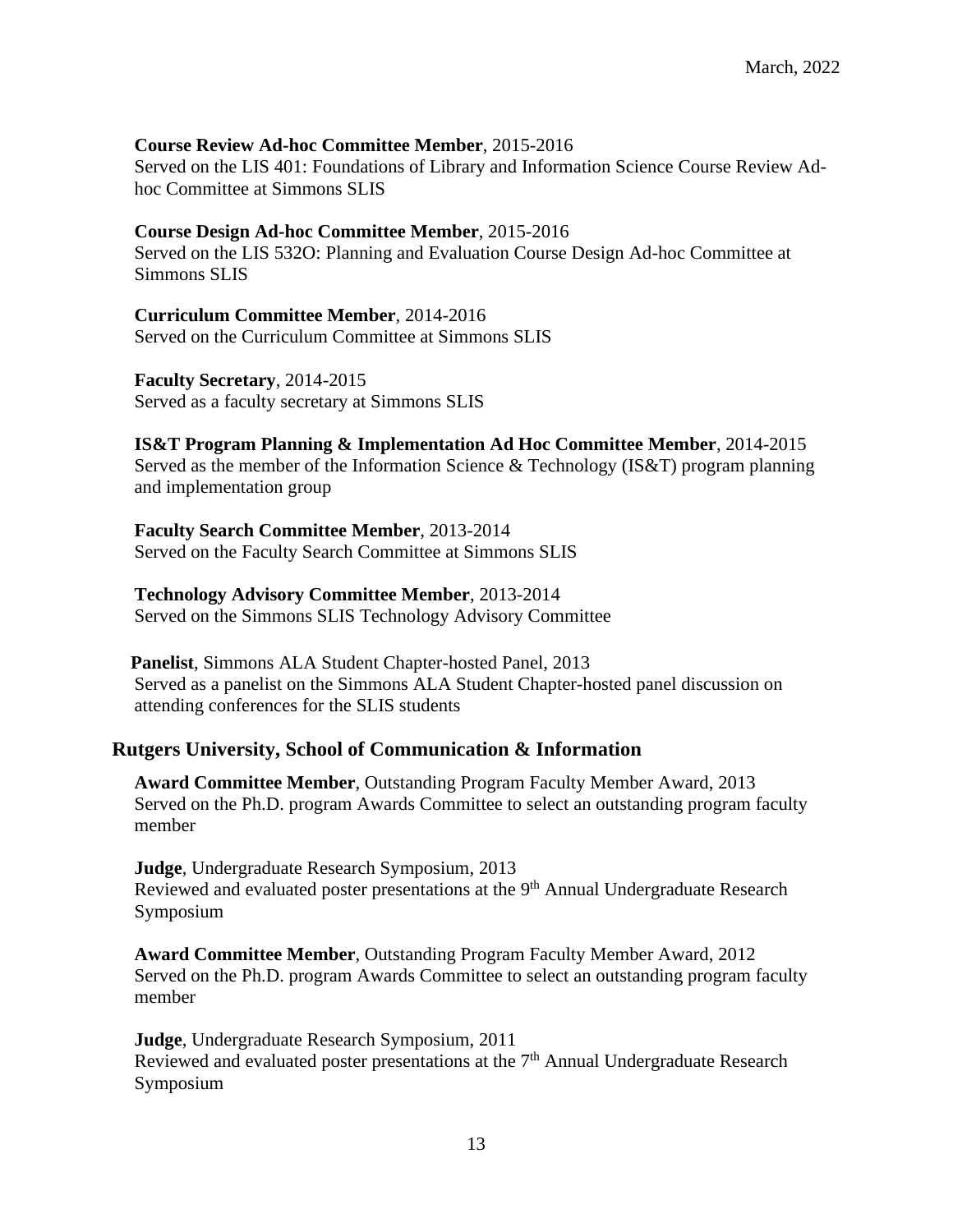**Course Review Ad-hoc Committee Member**, 2015-2016
Served on the LIS 401: Foundations of Library and Information Science Course Review Ad-hoc Committee at Simmons SLIS

**Course Design Ad-hoc Committee Member**, 2015-2016
Served on the LIS 532O: Planning and Evaluation Course Design Ad-hoc Committee at Simmons SLIS

**Curriculum Committee Member**, 2014-2016
Served on the Curriculum Committee at Simmons SLIS

**Faculty Secretary**, 2014-2015
Served as a faculty secretary at Simmons SLIS

**IS&T Program Planning & Implementation Ad Hoc Committee Member**, 2014-2015
Served as the member of the Information Science & Technology (IS&T) program planning and implementation group

**Faculty Search Committee Member**, 2013-2014
Served on the Faculty Search Committee at Simmons SLIS

**Technology Advisory Committee Member**, 2013-2014
Served on the Simmons SLIS Technology Advisory Committee

**Panelist**, Simmons ALA Student Chapter-hosted Panel, 2013
Served as a panelist on the Simmons ALA Student Chapter-hosted panel discussion on attending conferences for the SLIS students

## Rutgers University, School of Communication & Information

**Award Committee Member**, Outstanding Program Faculty Member Award, 2013
Served on the Ph.D. program Awards Committee to select an outstanding program faculty member

**Judge**, Undergraduate Research Symposium, 2013
Reviewed and evaluated poster presentations at the 9th Annual Undergraduate Research Symposium

**Award Committee Member**, Outstanding Program Faculty Member Award, 2012
Served on the Ph.D. program Awards Committee to select an outstanding program faculty member

**Judge**, Undergraduate Research Symposium, 2011
Reviewed and evaluated poster presentations at the 7th Annual Undergraduate Research Symposium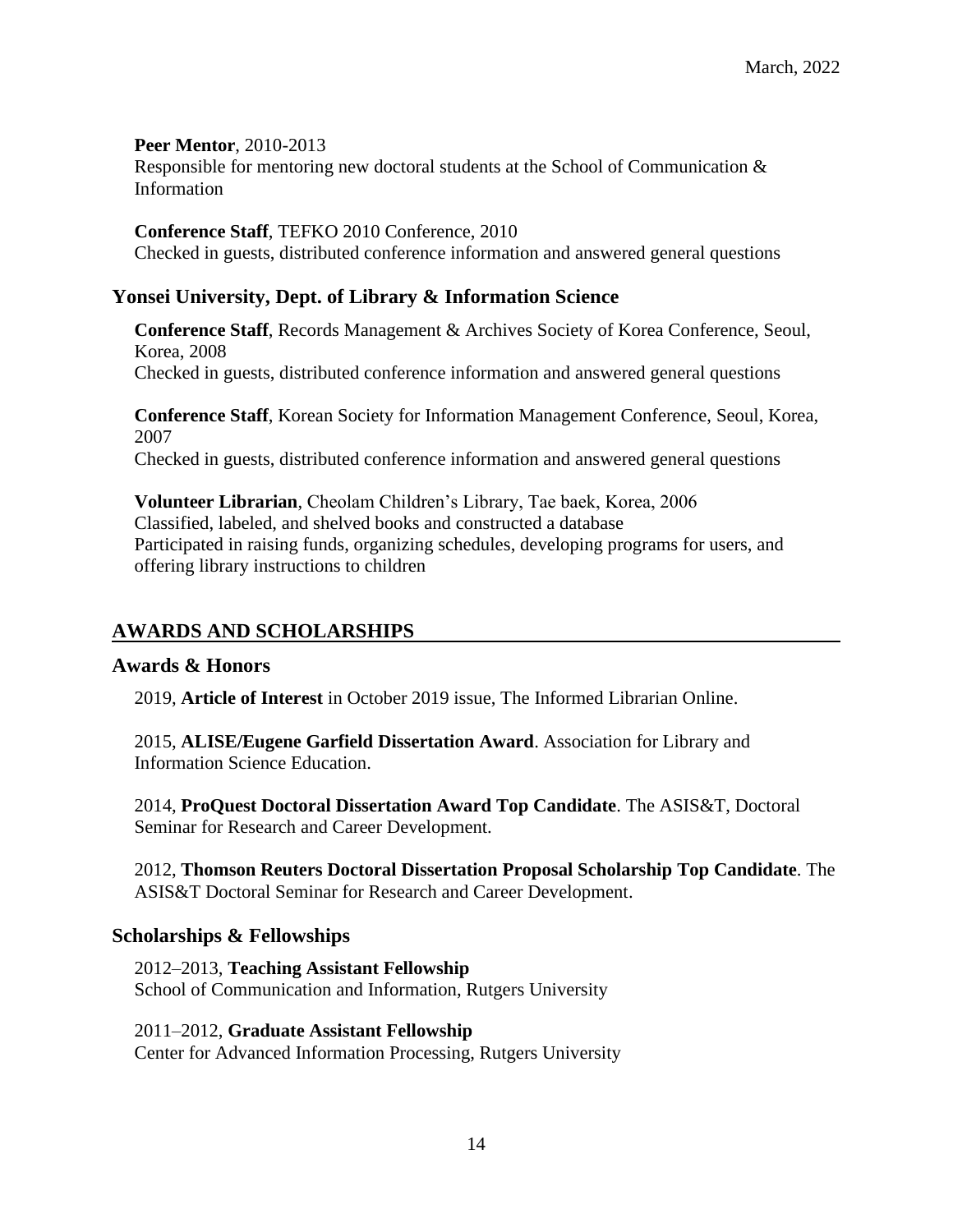**Peer Mentor**, 2010-2013
Responsible for mentoring new doctoral students at the School of Communication & Information

**Conference Staff**, TEFKO 2010 Conference, 2010
Checked in guests, distributed conference information and answered general questions

### Yonsei University, Dept. of Library & Information Science

**Conference Staff**, Records Management & Archives Society of Korea Conference, Seoul, Korea, 2008
Checked in guests, distributed conference information and answered general questions

**Conference Staff**, Korean Society for Information Management Conference, Seoul, Korea, 2007
Checked in guests, distributed conference information and answered general questions

**Volunteer Librarian**, Cheolam Children's Library, Tae baek, Korea, 2006
Classified, labeled, and shelved books and constructed a database
Participated in raising funds, organizing schedules, developing programs for users, and offering library instructions to children

## AWARDS AND SCHOLARSHIPS

### Awards & Honors

2019, **Article of Interest** in October 2019 issue, The Informed Librarian Online.

2015, **ALISE/Eugene Garfield Dissertation Award**. Association for Library and Information Science Education.

2014, **ProQuest Doctoral Dissertation Award Top Candidate**. The ASIS&T, Doctoral Seminar for Research and Career Development.

2012, **Thomson Reuters Doctoral Dissertation Proposal Scholarship Top Candidate**. The ASIS&T Doctoral Seminar for Research and Career Development.

### Scholarships & Fellowships

2012–2013, **Teaching Assistant Fellowship**
School of Communication and Information, Rutgers University

2011–2012, **Graduate Assistant Fellowship**
Center for Advanced Information Processing, Rutgers University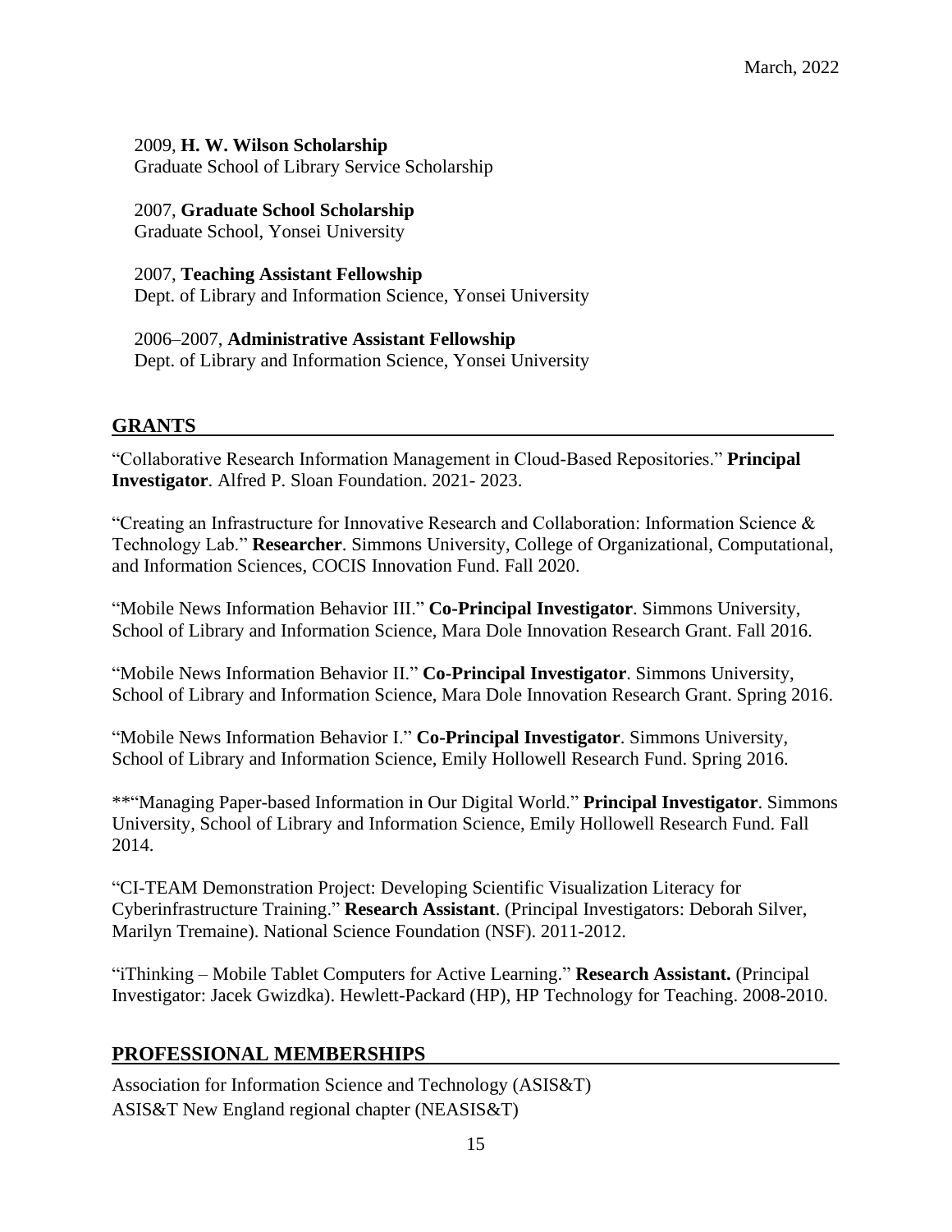2009, **H. W. Wilson Scholarship**
Graduate School of Library Service Scholarship

2007, **Graduate School Scholarship**
Graduate School, Yonsei University

2007, **Teaching Assistant Fellowship**
Dept. of Library and Information Science, Yonsei University

2006–2007, **Administrative Assistant Fellowship**
Dept. of Library and Information Science, Yonsei University

## GRANTS

"Collaborative Research Information Management in Cloud-Based Repositories." **Principal Investigator**. Alfred P. Sloan Foundation. 2021- 2023.

"Creating an Infrastructure for Innovative Research and Collaboration: Information Science & Technology Lab." **Researcher**. Simmons University, College of Organizational, Computational, and Information Sciences, COCIS Innovation Fund. Fall 2020.

"Mobile News Information Behavior III." **Co-Principal Investigator**. Simmons University, School of Library and Information Science, Mara Dole Innovation Research Grant. Fall 2016.

"Mobile News Information Behavior II." **Co-Principal Investigator**. Simmons University, School of Library and Information Science, Mara Dole Innovation Research Grant. Spring 2016.

"Mobile News Information Behavior I." **Co-Principal Investigator**. Simmons University, School of Library and Information Science, Emily Hollowell Research Fund. Spring 2016.

**"Managing Paper-based Information in Our Digital World." **Principal Investigator**. Simmons University, School of Library and Information Science, Emily Hollowell Research Fund. Fall 2014.

"CI-TEAM Demonstration Project: Developing Scientific Visualization Literacy for Cyberinfrastructure Training." **Research Assistant**. (Principal Investigators: Deborah Silver, Marilyn Tremaine). National Science Foundation (NSF). 2011-2012.

"iThinking – Mobile Tablet Computers for Active Learning." **Research Assistant.** (Principal Investigator: Jacek Gwizdka). Hewlett-Packard (HP), HP Technology for Teaching. 2008-2010.

## PROFESSIONAL MEMBERSHIPS

Association for Information Science and Technology (ASIS&T)
ASIS&T New England regional chapter (NEASIS&T)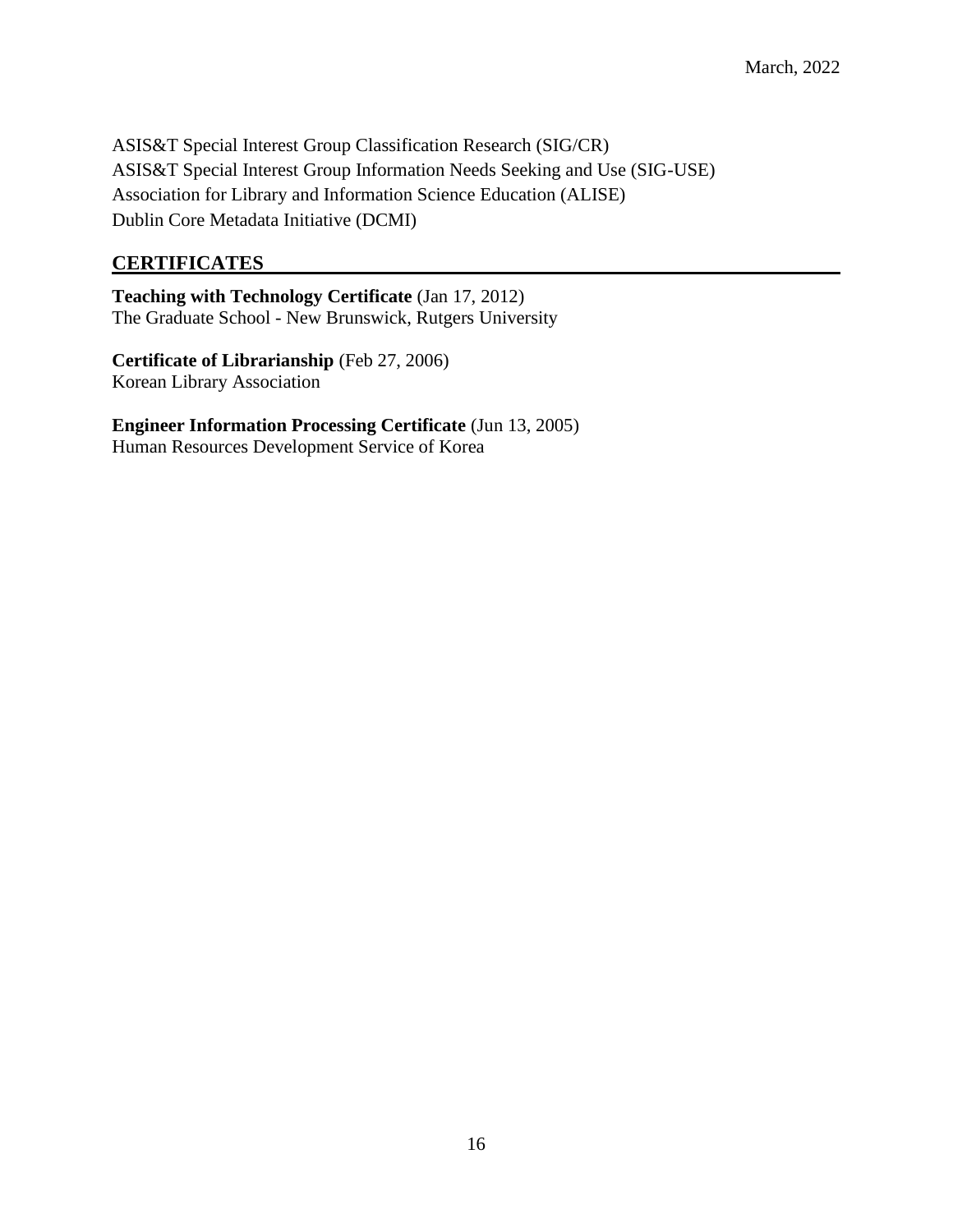ASIS&T Special Interest Group Classification Research (SIG/CR)
ASIS&T Special Interest Group Information Needs Seeking and Use (SIG-USE)
Association for Library and Information Science Education (ALISE)
Dublin Core Metadata Initiative (DCMI)

## CERTIFICATES

**Teaching with Technology Certificate** (Jan 17, 2012)
The Graduate School - New Brunswick, Rutgers University

**Certificate of Librarianship** (Feb 27, 2006)
Korean Library Association

**Engineer Information Processing Certificate** (Jun 13, 2005)
Human Resources Development Service of Korea